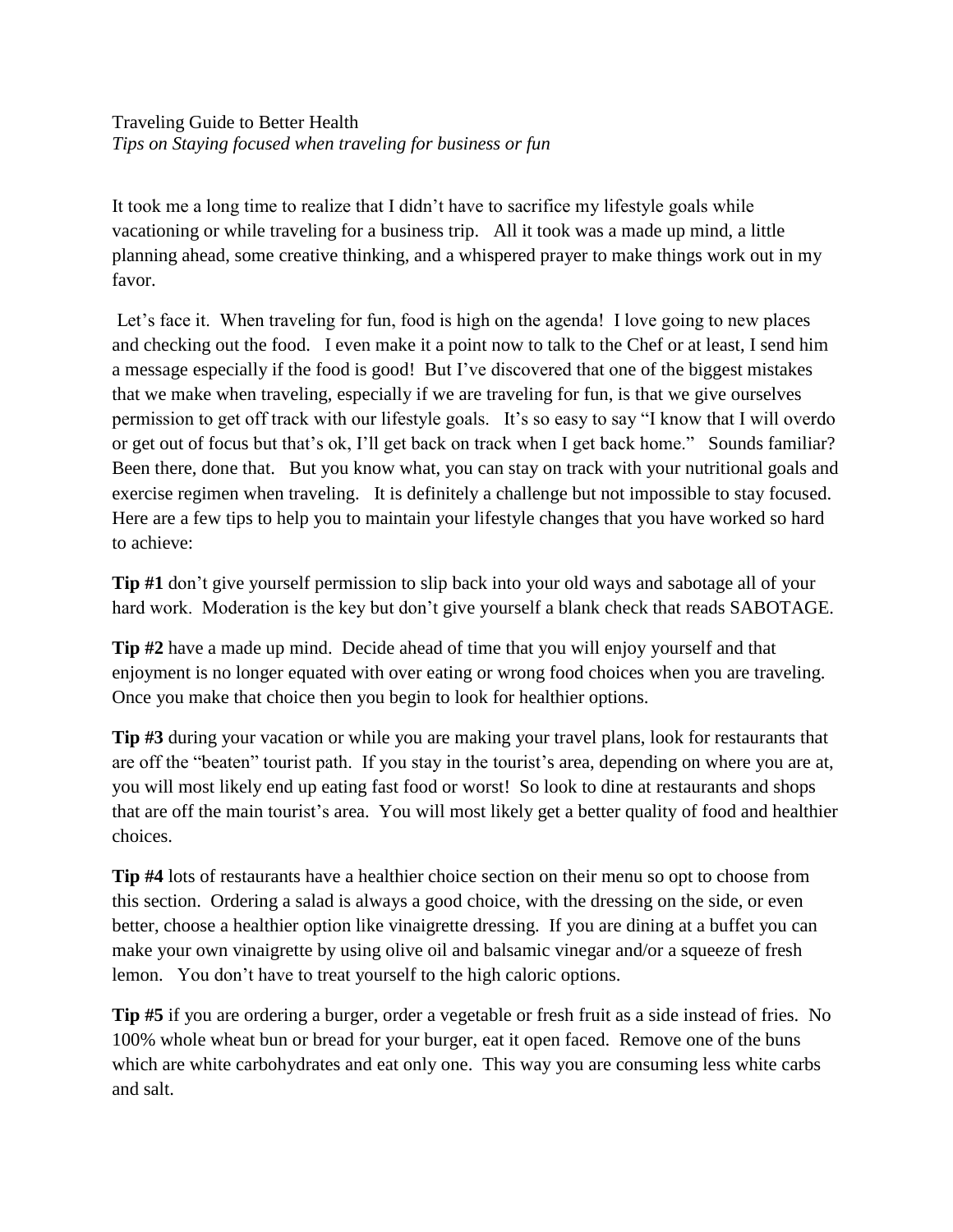Traveling Guide to Better Health

*Tips on Staying focused when traveling for business or fun*

It took me a long time to realize that I didn't have to sacrifice my lifestyle goals while vacationing or while traveling for a business trip. All it took was a made up mind, a little planning ahead, some creative thinking, and a whispered prayer to make things work out in my favor.

Let's face it. When traveling for fun, food is high on the agenda! I love going to new places and checking out the food. I even make it a point now to talk to the Chef or at least, I send him a message especially if the food is good! But I've discovered that one of the biggest mistakes that we make when traveling, especially if we are traveling for fun, is that we give ourselves permission to get off track with our lifestyle goals. It's so easy to say "I know that I will overdo or get out of focus but that's ok, I'll get back on track when I get back home." Sounds familiar? Been there, done that. But you know what, you can stay on track with your nutritional goals and exercise regimen when traveling. It is definitely a challenge but not impossible to stay focused. Here are a few tips to help you to maintain your lifestyle changes that you have worked so hard to achieve:

**Tip #1** don't give yourself permission to slip back into your old ways and sabotage all of your hard work. Moderation is the key but don't give yourself a blank check that reads SABOTAGE.

**Tip #2** have a made up mind. Decide ahead of time that you will enjoy yourself and that enjoyment is no longer equated with over eating or wrong food choices when you are traveling. Once you make that choice then you begin to look for healthier options.

**Tip #3** during your vacation or while you are making your travel plans, look for restaurants that are off the "beaten" tourist path. If you stay in the tourist's area, depending on where you are at, you will most likely end up eating fast food or worst! So look to dine at restaurants and shops that are off the main tourist's area. You will most likely get a better quality of food and healthier choices.

**Tip #4** lots of restaurants have a healthier choice section on their menu so opt to choose from this section. Ordering a salad is always a good choice, with the dressing on the side, or even better, choose a healthier option like vinaigrette dressing. If you are dining at a buffet you can make your own vinaigrette by using olive oil and balsamic vinegar and/or a squeeze of fresh lemon. You don't have to treat yourself to the high caloric options.

**Tip #5** if you are ordering a burger, order a vegetable or fresh fruit as a side instead of fries. No 100% whole wheat bun or bread for your burger, eat it open faced. Remove one of the buns which are white carbohydrates and eat only one. This way you are consuming less white carbs and salt.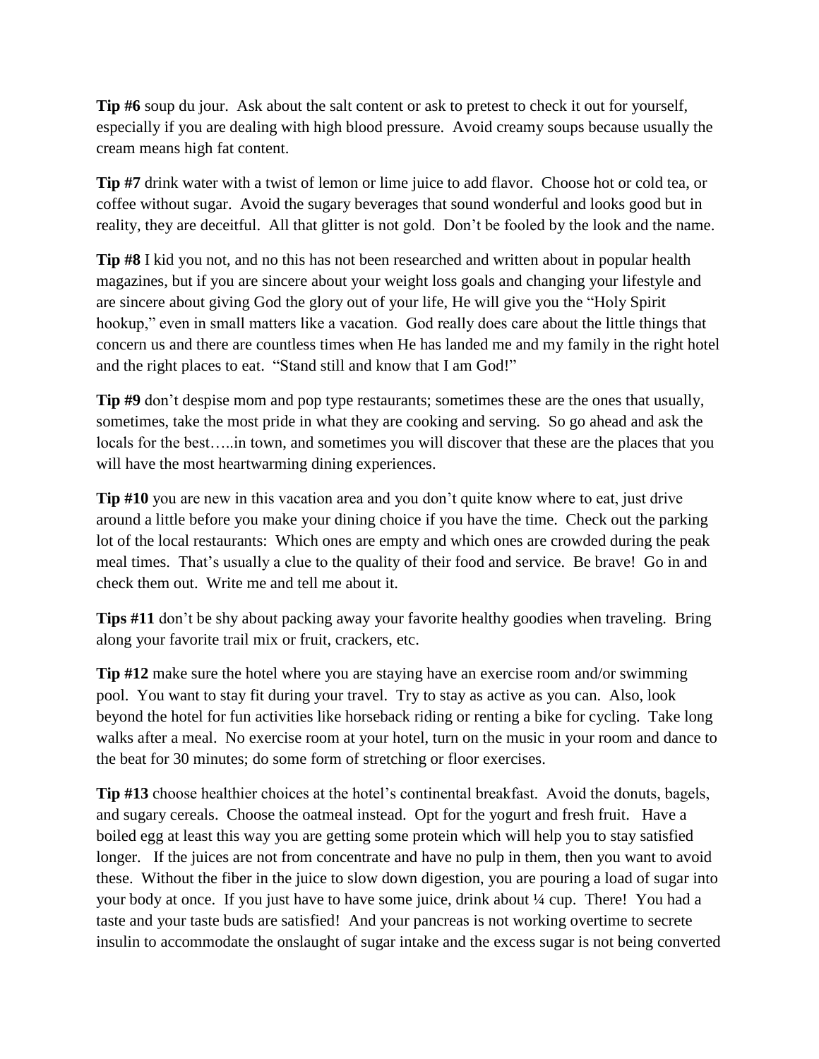**Tip #6** soup du jour. Ask about the salt content or ask to pretest to check it out for yourself, especially if you are dealing with high blood pressure. Avoid creamy soups because usually the cream means high fat content.

**Tip #7** drink water with a twist of lemon or lime juice to add flavor. Choose hot or cold tea, or coffee without sugar. Avoid the sugary beverages that sound wonderful and looks good but in reality, they are deceitful. All that glitter is not gold. Don't be fooled by the look and the name.

**Tip #8** I kid you not, and no this has not been researched and written about in popular health magazines, but if you are sincere about your weight loss goals and changing your lifestyle and are sincere about giving God the glory out of your life, He will give you the "Holy Spirit hookup," even in small matters like a vacation. God really does care about the little things that concern us and there are countless times when He has landed me and my family in the right hotel and the right places to eat. "Stand still and know that I am God!"

**Tip #9** don't despise mom and pop type restaurants; sometimes these are the ones that usually, sometimes, take the most pride in what they are cooking and serving. So go ahead and ask the locals for the best…..in town, and sometimes you will discover that these are the places that you will have the most heartwarming dining experiences.

**Tip #10** you are new in this vacation area and you don't quite know where to eat, just drive around a little before you make your dining choice if you have the time. Check out the parking lot of the local restaurants: Which ones are empty and which ones are crowded during the peak meal times. That's usually a clue to the quality of their food and service. Be brave! Go in and check them out. Write me and tell me about it.

**Tips #11** don't be shy about packing away your favorite healthy goodies when traveling. Bring along your favorite trail mix or fruit, crackers, etc.

**Tip #12** make sure the hotel where you are staying have an exercise room and/or swimming pool. You want to stay fit during your travel. Try to stay as active as you can. Also, look beyond the hotel for fun activities like horseback riding or renting a bike for cycling. Take long walks after a meal. No exercise room at your hotel, turn on the music in your room and dance to the beat for 30 minutes; do some form of stretching or floor exercises.

**Tip #13** choose healthier choices at the hotel's continental breakfast. Avoid the donuts, bagels, and sugary cereals. Choose the oatmeal instead. Opt for the yogurt and fresh fruit. Have a boiled egg at least this way you are getting some protein which will help you to stay satisfied longer. If the juices are not from concentrate and have no pulp in them, then you want to avoid these. Without the fiber in the juice to slow down digestion, you are pouring a load of sugar into your body at once. If you just have to have some juice, drink about ¼ cup. There! You had a taste and your taste buds are satisfied! And your pancreas is not working overtime to secrete insulin to accommodate the onslaught of sugar intake and the excess sugar is not being converted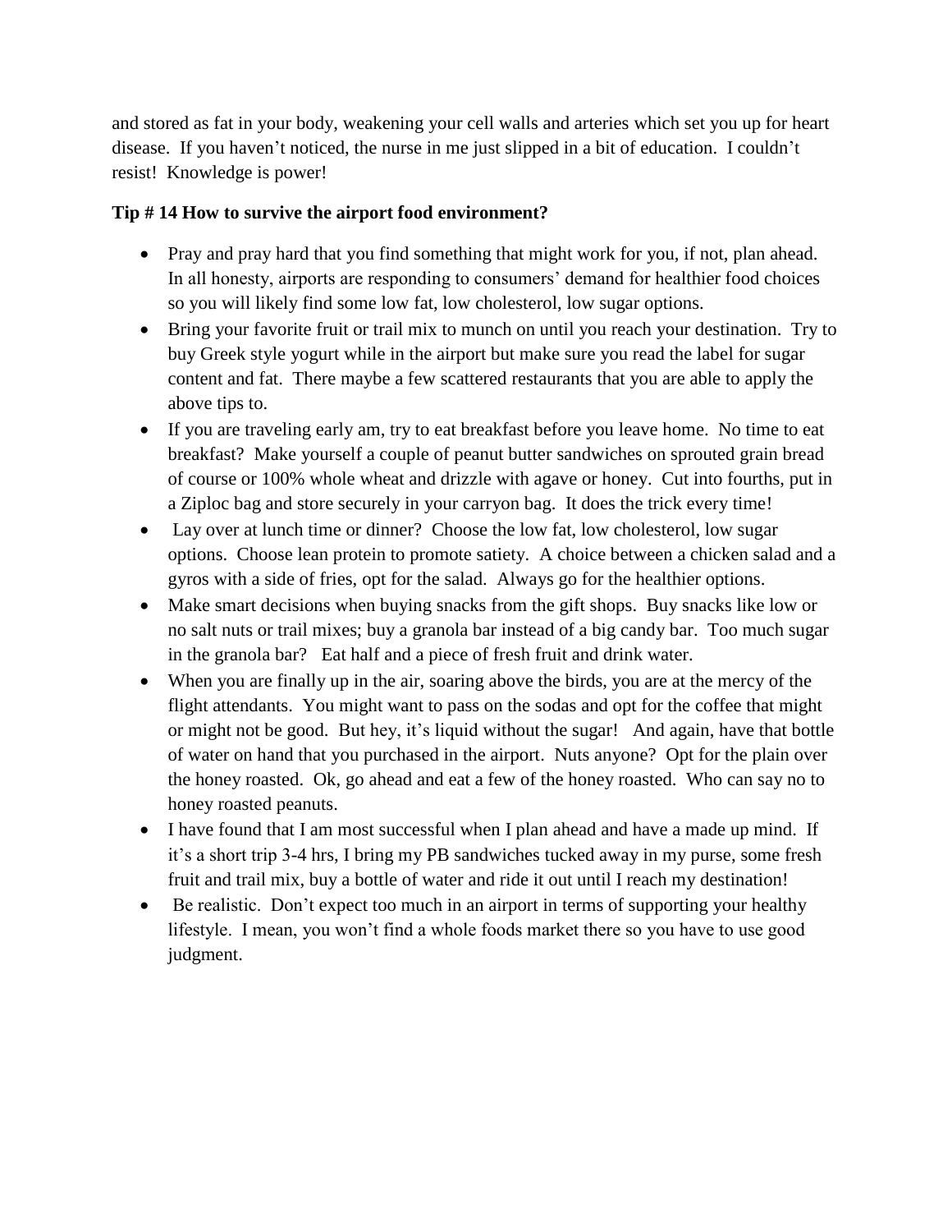and stored as fat in your body, weakening your cell walls and arteries which set you up for heart disease. If you haven't noticed, the nurse in me just slipped in a bit of education. I couldn't resist! Knowledge is power!

**Tip # 14 How to survive the airport food environment?**

- Pray and pray hard that you find something that might work for you, if not, plan ahead. In all honesty, airports are responding to consumers' demand for healthier food choices so you will likely find some low fat, low cholesterol, low sugar options.
- Bring your favorite fruit or trail mix to munch on until you reach your destination. Try to buy Greek style yogurt while in the airport but make sure you read the label for sugar content and fat. There maybe a few scattered restaurants that you are able to apply the above tips to.
- If you are traveling early am, try to eat breakfast before you leave home. No time to eat breakfast? Make yourself a couple of peanut butter sandwiches on sprouted grain bread of course or 100% whole wheat and drizzle with agave or honey. Cut into fourths, put in a Ziploc bag and store securely in your carryon bag. It does the trick every time!
- Lay over at lunch time or dinner? Choose the low fat, low cholesterol, low sugar options. Choose lean protein to promote satiety. A choice between a chicken salad and a gyros with a side of fries, opt for the salad. Always go for the healthier options.
- Make smart decisions when buying snacks from the gift shops. Buy snacks like low or no salt nuts or trail mixes; buy a granola bar instead of a big candy bar. Too much sugar in the granola bar? Eat half and a piece of fresh fruit and drink water.
- When you are finally up in the air, soaring above the birds, you are at the mercy of the flight attendants. You might want to pass on the sodas and opt for the coffee that might or might not be good. But hey, it's liquid without the sugar! And again, have that bottle of water on hand that you purchased in the airport. Nuts anyone? Opt for the plain over the honey roasted. Ok, go ahead and eat a few of the honey roasted. Who can say no to honey roasted peanuts.
- I have found that I am most successful when I plan ahead and have a made up mind. If it's a short trip 3-4 hrs, I bring my PB sandwiches tucked away in my purse, some fresh fruit and trail mix, buy a bottle of water and ride it out until I reach my destination!
- Be realistic. Don't expect too much in an airport in terms of supporting your healthy lifestyle. I mean, you won't find a whole foods market there so you have to use good judgment.